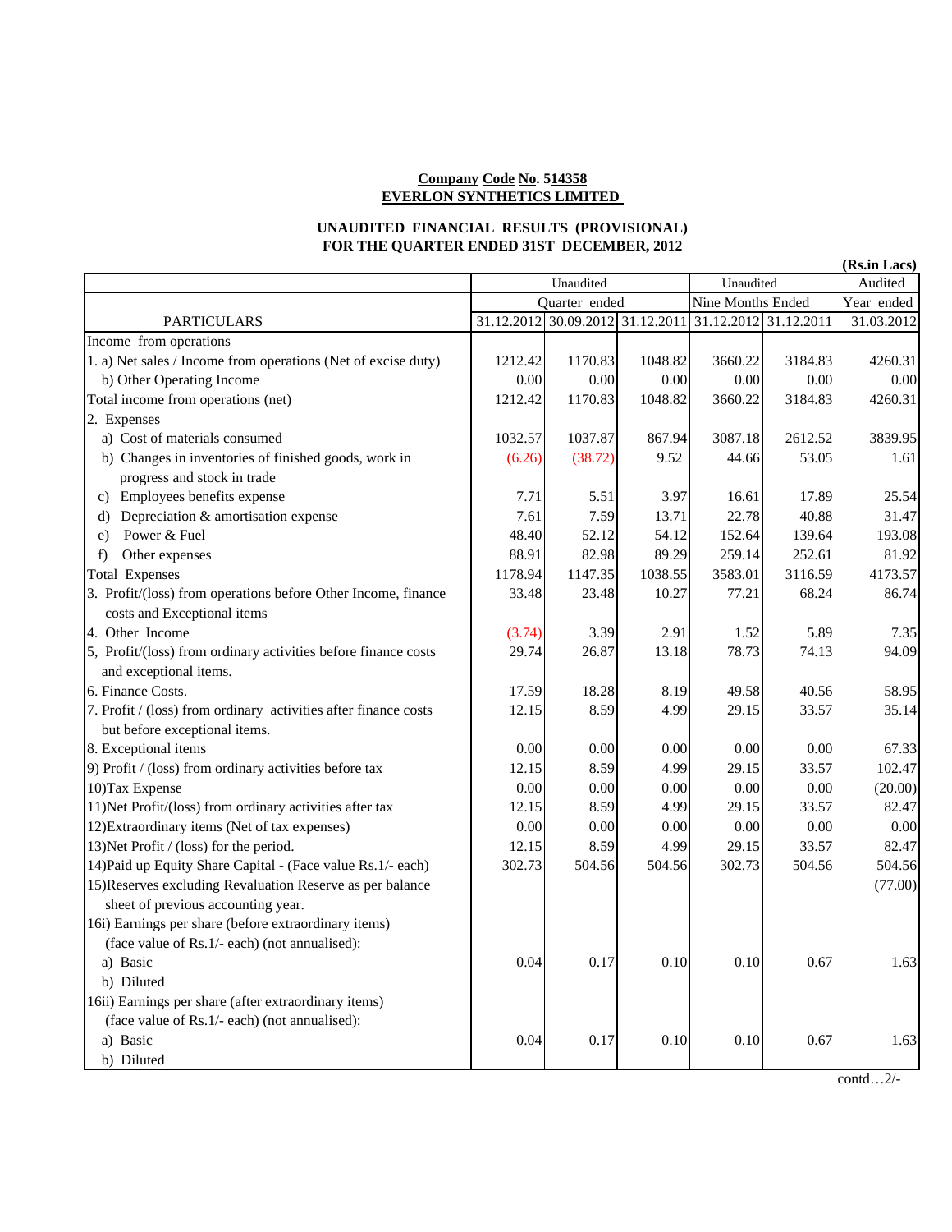**Company Code No. 514358**
**EVERLON SYNTHETICS LIMITED**

**UNAUDITED FINANCIAL RESULTS (PROVISIONAL)**
**FOR THE QUARTER ENDED 31ST DECEMBER, 2012**

**(Rs.in Lacs)**

| | Unaudited | | | Unaudited | | Audited |
|---|---|---|---|---|---|---|
| | Quarter ended | | | Nine Months Ended | | Year ended |
| PARTICULARS | 31.12.2012 | 30.09.2012 | 31.12.2011 | 31.12.2012 | 31.12.2011 | 31.03.2012 |
| Income from operations | | | | | | |
| 1. a) Net sales / Income from operations (Net of excise duty) | 1212.42 | 1170.83 | 1048.82 | 3660.22 | 3184.83 | 4260.31 |
| b) Other Operating Income | 0.00 | 0.00 | 0.00 | 0.00 | 0.00 | 0.00 |
| Total income from operations (net) | 1212.42 | 1170.83 | 1048.82 | 3660.22 | 3184.83 | 4260.31 |
| 2. Expenses | | | | | | |
| a) Cost of materials consumed | 1032.57 | 1037.87 | 867.94 | 3087.18 | 2612.52 | 3839.95 |
| b) Changes in inventories of finished goods, work in progress and stock in trade | (6.26) | (38.72) | 9.52 | 44.66 | 53.05 | 1.61 |
| c) Employees benefits expense | 7.71 | 5.51 | 3.97 | 16.61 | 17.89 | 25.54 |
| d) Depreciation & amortisation expense | 7.61 | 7.59 | 13.71 | 22.78 | 40.88 | 31.47 |
| e) Power & Fuel | 48.40 | 52.12 | 54.12 | 152.64 | 139.64 | 193.08 |
| f) Other expenses | 88.91 | 82.98 | 89.29 | 259.14 | 252.61 | 81.92 |
| Total Expenses | 1178.94 | 1147.35 | 1038.55 | 3583.01 | 3116.59 | 4173.57 |
| 3. Profit/(loss) from operations before Other Income, finance costs and Exceptional items | 33.48 | 23.48 | 10.27 | 77.21 | 68.24 | 86.74 |
| 4. Other Income | (3.74) | 3.39 | 2.91 | 1.52 | 5.89 | 7.35 |
| 5, Profit/(loss) from ordinary activities before finance costs and exceptional items. | 29.74 | 26.87 | 13.18 | 78.73 | 74.13 | 94.09 |
| 6. Finance Costs. | 17.59 | 18.28 | 8.19 | 49.58 | 40.56 | 58.95 |
| 7. Profit / (loss) from ordinary activities after finance costs but before exceptional items. | 12.15 | 8.59 | 4.99 | 29.15 | 33.57 | 35.14 |
| 8. Exceptional items | 0.00 | 0.00 | 0.00 | 0.00 | 0.00 | 67.33 |
| 9) Profit / (loss) from ordinary activities before tax | 12.15 | 8.59 | 4.99 | 29.15 | 33.57 | 102.47 |
| 10)Tax Expense | 0.00 | 0.00 | 0.00 | 0.00 | 0.00 | (20.00) |
| 11)Net Profit/(loss) from ordinary activities after tax | 12.15 | 8.59 | 4.99 | 29.15 | 33.57 | 82.47 |
| 12)Extraordinary items (Net of tax expenses) | 0.00 | 0.00 | 0.00 | 0.00 | 0.00 | 0.00 |
| 13)Net Profit / (loss) for the period. | 12.15 | 8.59 | 4.99 | 29.15 | 33.57 | 82.47 |
| 14)Paid up Equity Share Capital - (Face value Rs.1/- each) | 302.73 | 504.56 | 504.56 | 302.73 | 504.56 | 504.56 |
| 15)Reserves excluding Revaluation Reserve as per balance sheet of previous accounting year. | | | | | | (77.00) |
| 16i) Earnings per share (before extraordinary items) (face value of Rs.1/- each) (not annualised): | | | | | | |
| a) Basic | 0.04 | 0.17 | 0.10 | 0.10 | 0.67 | 1.63 |
| b) Diluted | | | | | | |
| 16ii) Earnings per share (after extraordinary items) (face value of Rs.1/- each) (not annualised): | | | | | | |
| a) Basic | 0.04 | 0.17 | 0.10 | 0.10 | 0.67 | 1.63 |
| b) Diluted | | | | | | |

contd…2/-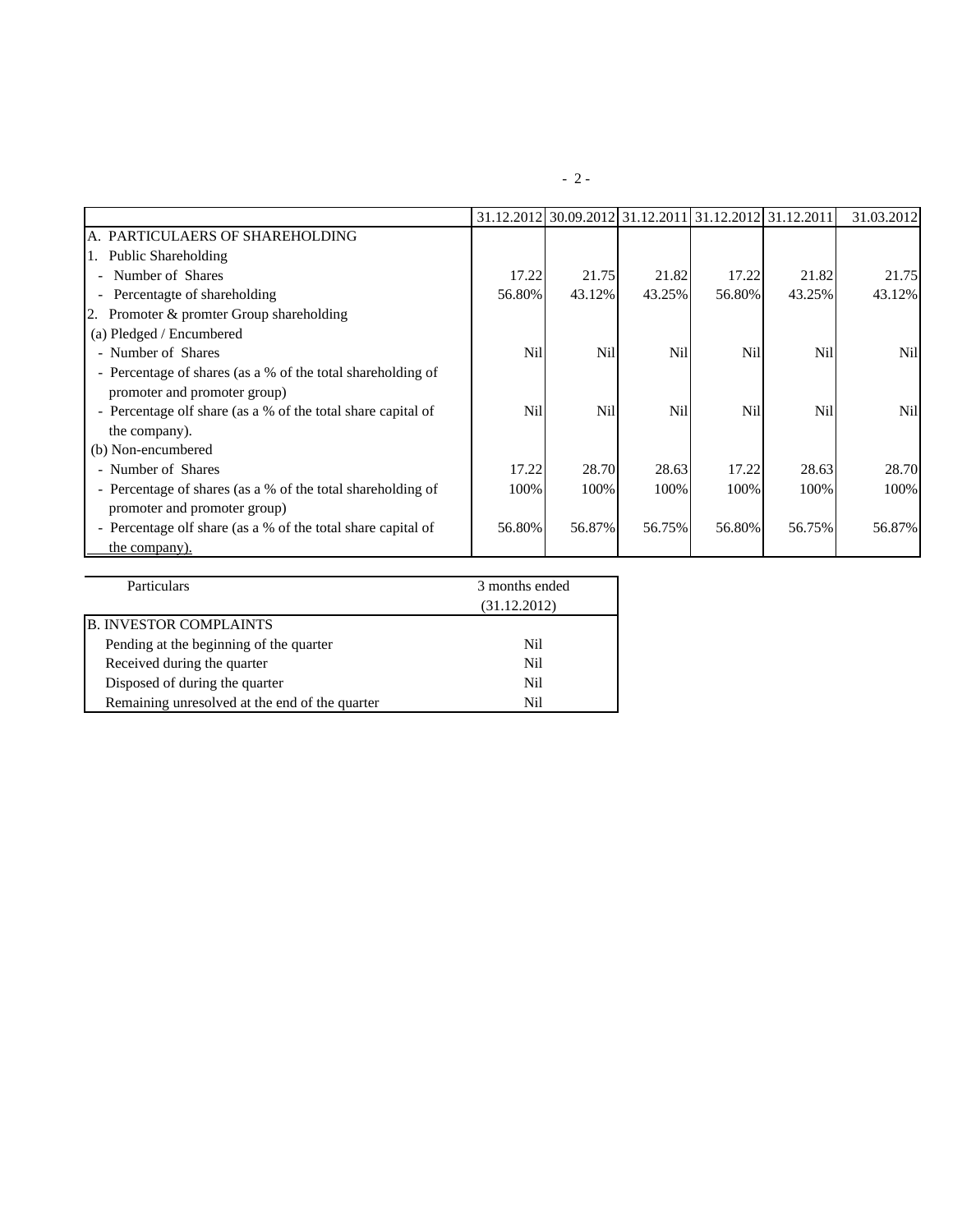| | 31.12.2012 | 30.09.2012 | 31.12.2011 | 31.12.2012 | 31.12.2011 | 31.03.2012 |
|---|---|---|---|---|---|---|
| A. PARTICULAERS OF SHAREHOLDING | | | | | | |
| 1. Public Shareholding | | | | | | |
| - Number of Shares | 17.22 | 21.75 | 21.82 | 17.22 | 21.82 | 21.75 |
| - Percentagte of shareholding | 56.80% | 43.12% | 43.25% | 56.80% | 43.25% | 43.12% |
| 2. Promoter & promter Group shareholding | | | | | | |
| (a) Pledged / Encumbered | | | | | | |
| - Number of Shares | Nil | Nil | Nil | Nil | Nil | Nil |
| - Percentage of shares (as a % of the total shareholding of promoter and promoter group) | | | | | | |
| - Percentage olf share (as a % of the total share capital of the company). | Nil | Nil | Nil | Nil | Nil | Nil |
| (b) Non-encumbered | | | | | | |
| - Number of Shares | 17.22 | 28.70 | 28.63 | 17.22 | 28.63 | 28.70 |
| - Percentage of shares (as a % of the total shareholding of promoter and promoter group) | 100% | 100% | 100% | 100% | 100% | 100% |
| - Percentage olf share (as a % of the total share capital of the company). | 56.80% | 56.87% | 56.75% | 56.80% | 56.75% | 56.87% |

| Particulars | 3 months ended (31.12.2012) |
|---|---|
| B. INVESTOR COMPLAINTS | |
| Pending at the beginning of the quarter | Nil |
| Received during the quarter | Nil |
| Disposed of during the quarter | Nil |
| Remaining unresolved at the end of the quarter | Nil |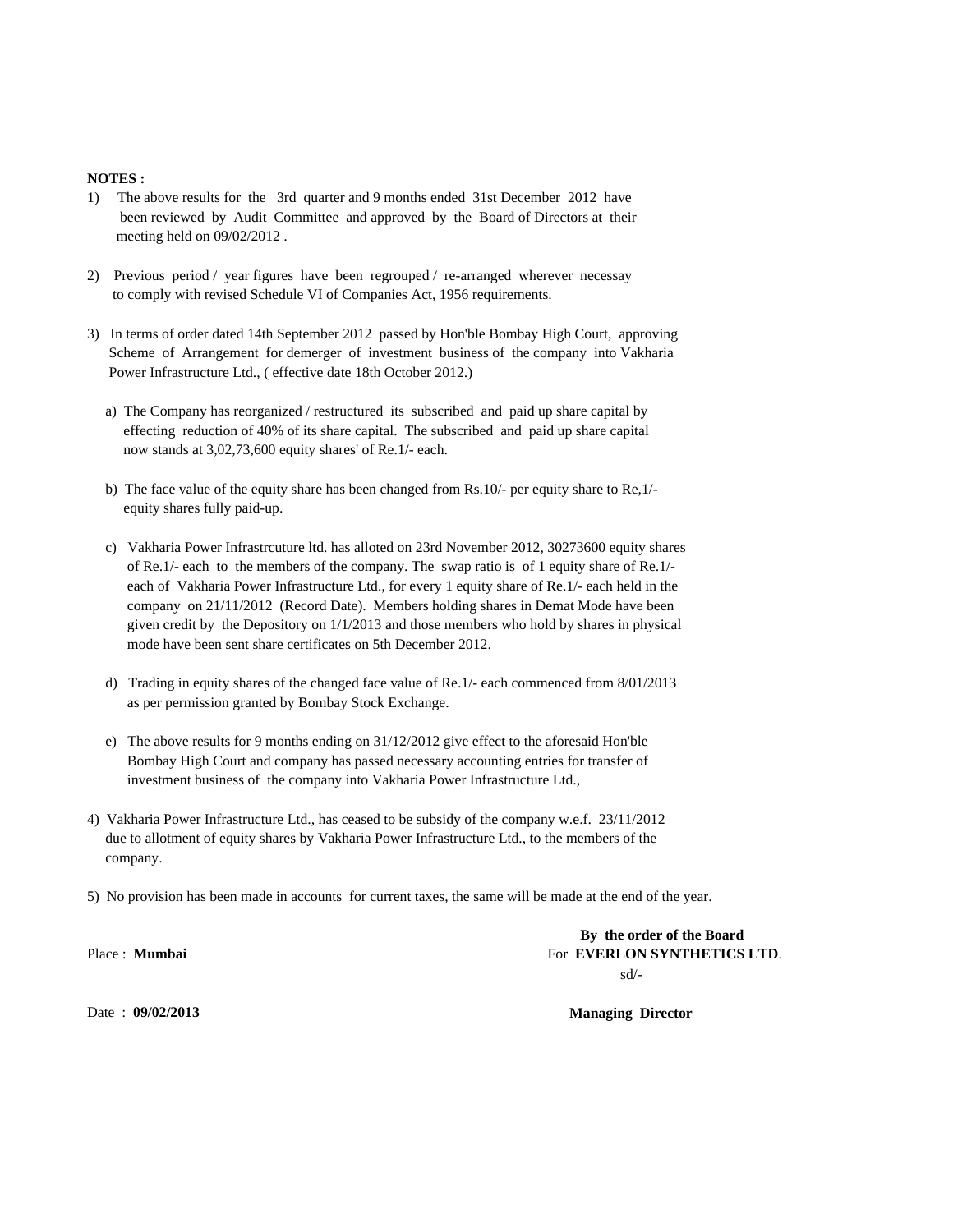**NOTES :**

1) The above results for the 3rd quarter and 9 months ended 31st December 2012 have been reviewed by Audit Committee and approved by the Board of Directors at their meeting held on 09/02/2012 .

2) Previous period / year figures have been regrouped / re-arranged wherever necessay to comply with revised Schedule VI of Companies Act, 1956 requirements.

3) In terms of order dated 14th September 2012 passed by Hon'ble Bombay High Court, approving Scheme of Arrangement for demerger of investment business of the company into Vakharia Power Infrastructure Ltd., ( effective date 18th October 2012.)

   a) The Company has reorganized / restructured its subscribed and paid up share capital by effecting reduction of 40% of its share capital. The subscribed and paid up share capital now stands at 3,02,73,600 equity shares' of Re.1/- each.

   b) The face value of the equity share has been changed from Rs.10/- per equity share to Re,1/- equity shares fully paid-up.

   c) Vakharia Power Infrastrcuture ltd. has alloted on 23rd November 2012, 30273600 equity shares of Re.1/- each to the members of the company. The swap ratio is of 1 equity share of Re.1/- each of Vakharia Power Infrastructure Ltd., for every 1 equity share of Re.1/- each held in the company on 21/11/2012 (Record Date). Members holding shares in Demat Mode have been given credit by the Depository on 1/1/2013 and those members who hold by shares in physical mode have been sent share certificates on 5th December 2012.

   d) Trading in equity shares of the changed face value of Re.1/- each commenced from 8/01/2013 as per permission granted by Bombay Stock Exchange.

   e) The above results for 9 months ending on 31/12/2012 give effect to the aforesaid Hon'ble Bombay High Court and company has passed necessary accounting entries for transfer of investment business of the company into Vakharia Power Infrastructure Ltd.,

4) Vakharia Power Infrastructure Ltd., has ceased to be subsidy of the company w.e.f. 23/11/2012 due to allotment of equity shares by Vakharia Power Infrastructure Ltd., to the members of the company.

5) No provision has been made in accounts for current taxes, the same will be made at the end of the year.

**By the order of the Board**

For **EVERLON SYNTHETICS LTD**.

sd/-

**Managing Director**

Place : **Mumbai**

Date : **09/02/2013**